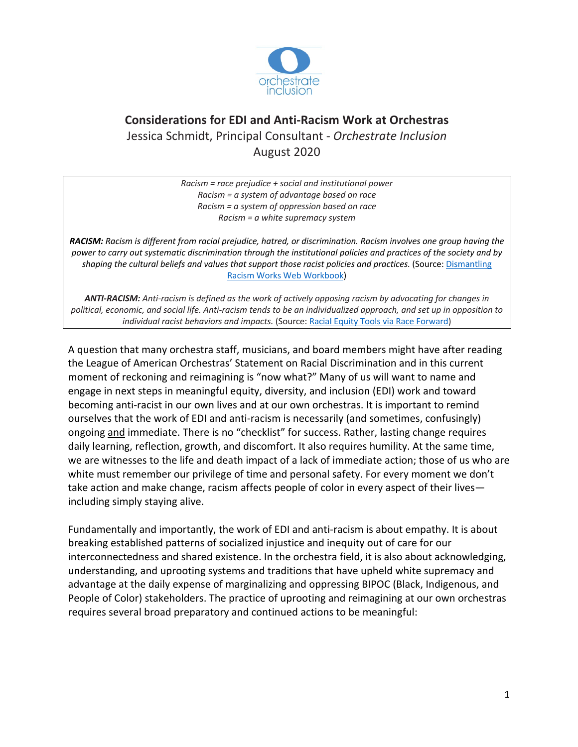orchestrate inclusion

# Considerations for EDI and Anti-Racism Work at Orchestras

Jessica Schmidt, Principal Consultant - *Orchestrate Inclusion*

August 2020

> *Racism = race prejudice + social and institutional power*
> *Racism = a system of advantage based on race*
> *Racism = a system of oppression based on race*
> *Racism = a white supremacy system*
>
> ***RACISM:** Racism is different from racial prejudice, hatred, or discrimination. Racism involves one group having the power to carry out systematic discrimination through the institutional policies and practices of the society and by shaping the cultural beliefs and values that support those racist policies and practices.* (Source: Dismantling Racism Works Web Workbook)
>
> ***ANTI-RACISM:** Anti-racism is defined as the work of actively opposing racism by advocating for changes in political, economic, and social life. Anti-racism tends to be an individualized approach, and set up in opposition to individual racist behaviors and impacts.* (Source: Racial Equity Tools via Race Forward)

A question that many orchestra staff, musicians, and board members might have after reading the League of American Orchestras' Statement on Racial Discrimination and in this current moment of reckoning and reimagining is "now what?" Many of us will want to name and engage in next steps in meaningful equity, diversity, and inclusion (EDI) work and toward becoming anti-racist in our own lives and at our own orchestras. It is important to remind ourselves that the work of EDI and anti-racism is necessarily (and sometimes, confusingly) ongoing <u>and</u> immediate. There is no "checklist" for success. Rather, lasting change requires daily learning, reflection, growth, and discomfort. It also requires humility. At the same time, we are witnesses to the life and death impact of a lack of immediate action; those of us who are white must remember our privilege of time and personal safety. For every moment we don't take action and make change, racism affects people of color in every aspect of their lives—including simply staying alive.

Fundamentally and importantly, the work of EDI and anti-racism is about empathy. It is about breaking established patterns of socialized injustice and inequity out of care for our interconnectedness and shared existence. In the orchestra field, it is also about acknowledging, understanding, and uprooting systems and traditions that have upheld white supremacy and advantage at the daily expense of marginalizing and oppressing BIPOC (Black, Indigenous, and People of Color) stakeholders. The practice of uprooting and reimagining at our own orchestras requires several broad preparatory and continued actions to be meaningful: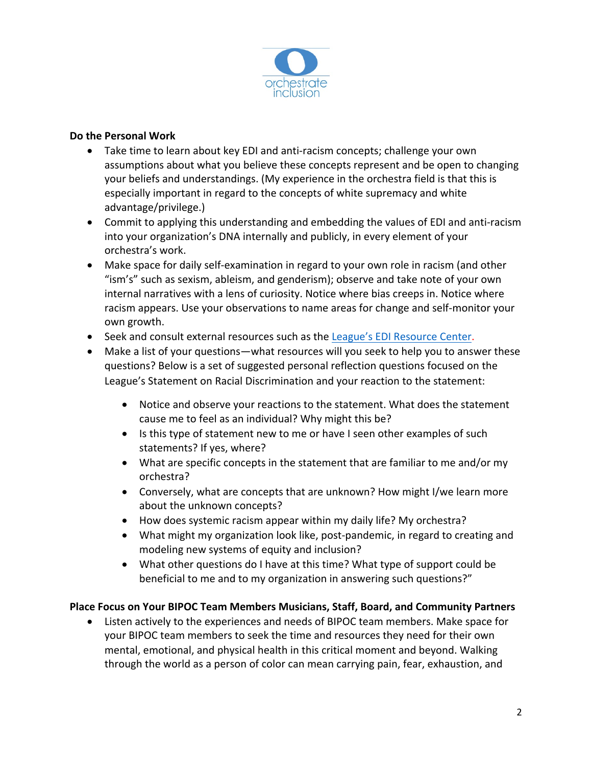## Do the Personal Work

- Take time to learn about key EDI and anti-racism concepts; challenge your own assumptions about what you believe these concepts represent and be open to changing your beliefs and understandings. (My experience in the orchestra field is that this is especially important in regard to the concepts of white supremacy and white advantage/privilege.)
- Commit to applying this understanding and embedding the values of EDI and anti-racism into your organization's DNA internally and publicly, in every element of your orchestra's work.
- Make space for daily self-examination in regard to your own role in racism (and other "ism's" such as sexism, ableism, and genderism); observe and take note of your own internal narratives with a lens of curiosity. Notice where bias creeps in. Notice where racism appears. Use your observations to name areas for change and self-monitor your own growth.
- Seek and consult external resources such as the League's EDI Resource Center.
- Make a list of your questions—what resources will you seek to help you to answer these questions? Below is a set of suggested personal reflection questions focused on the League's Statement on Racial Discrimination and your reaction to the statement:
  - Notice and observe your reactions to the statement. What does the statement cause me to feel as an individual? Why might this be?
  - Is this type of statement new to me or have I seen other examples of such statements? If yes, where?
  - What are specific concepts in the statement that are familiar to me and/or my orchestra?
  - Conversely, what are concepts that are unknown? How might I/we learn more about the unknown concepts?
  - How does systemic racism appear within my daily life? My orchestra?
  - What might my organization look like, post-pandemic, in regard to creating and modeling new systems of equity and inclusion?
  - What other questions do I have at this time? What type of support could be beneficial to me and to my organization in answering such questions?"

## Place Focus on Your BIPOC Team Members Musicians, Staff, Board, and Community Partners

- Listen actively to the experiences and needs of BIPOC team members. Make space for your BIPOC team members to seek the time and resources they need for their own mental, emotional, and physical health in this critical moment and beyond. Walking through the world as a person of color can mean carrying pain, fear, exhaustion, and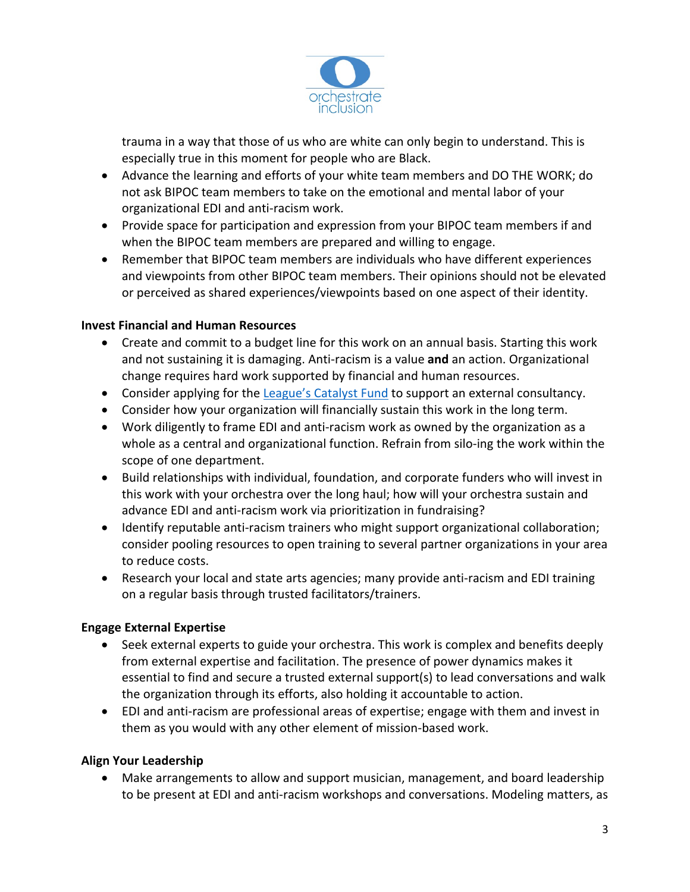trauma in a way that those of us who are white can only begin to understand. This is especially true in this moment for people who are Black.

- Advance the learning and efforts of your white team members and DO THE WORK; do not ask BIPOC team members to take on the emotional and mental labor of your organizational EDI and anti-racism work.
- Provide space for participation and expression from your BIPOC team members if and when the BIPOC team members are prepared and willing to engage.
- Remember that BIPOC team members are individuals who have different experiences and viewpoints from other BIPOC team members. Their opinions should not be elevated or perceived as shared experiences/viewpoints based on one aspect of their identity.

**Invest Financial and Human Resources**

- Create and commit to a budget line for this work on an annual basis. Starting this work and not sustaining it is damaging. Anti-racism is a value **and** an action. Organizational change requires hard work supported by financial and human resources.
- Consider applying for the League's Catalyst Fund to support an external consultancy.
- Consider how your organization will financially sustain this work in the long term.
- Work diligently to frame EDI and anti-racism work as owned by the organization as a whole as a central and organizational function. Refrain from silo-ing the work within the scope of one department.
- Build relationships with individual, foundation, and corporate funders who will invest in this work with your orchestra over the long haul; how will your orchestra sustain and advance EDI and anti-racism work via prioritization in fundraising?
- Identify reputable anti-racism trainers who might support organizational collaboration; consider pooling resources to open training to several partner organizations in your area to reduce costs.
- Research your local and state arts agencies; many provide anti-racism and EDI training on a regular basis through trusted facilitators/trainers.

**Engage External Expertise**

- Seek external experts to guide your orchestra. This work is complex and benefits deeply from external expertise and facilitation. The presence of power dynamics makes it essential to find and secure a trusted external support(s) to lead conversations and walk the organization through its efforts, also holding it accountable to action.
- EDI and anti-racism are professional areas of expertise; engage with them and invest in them as you would with any other element of mission-based work.

**Align Your Leadership**

- Make arrangements to allow and support musician, management, and board leadership to be present at EDI and anti-racism workshops and conversations. Modeling matters, as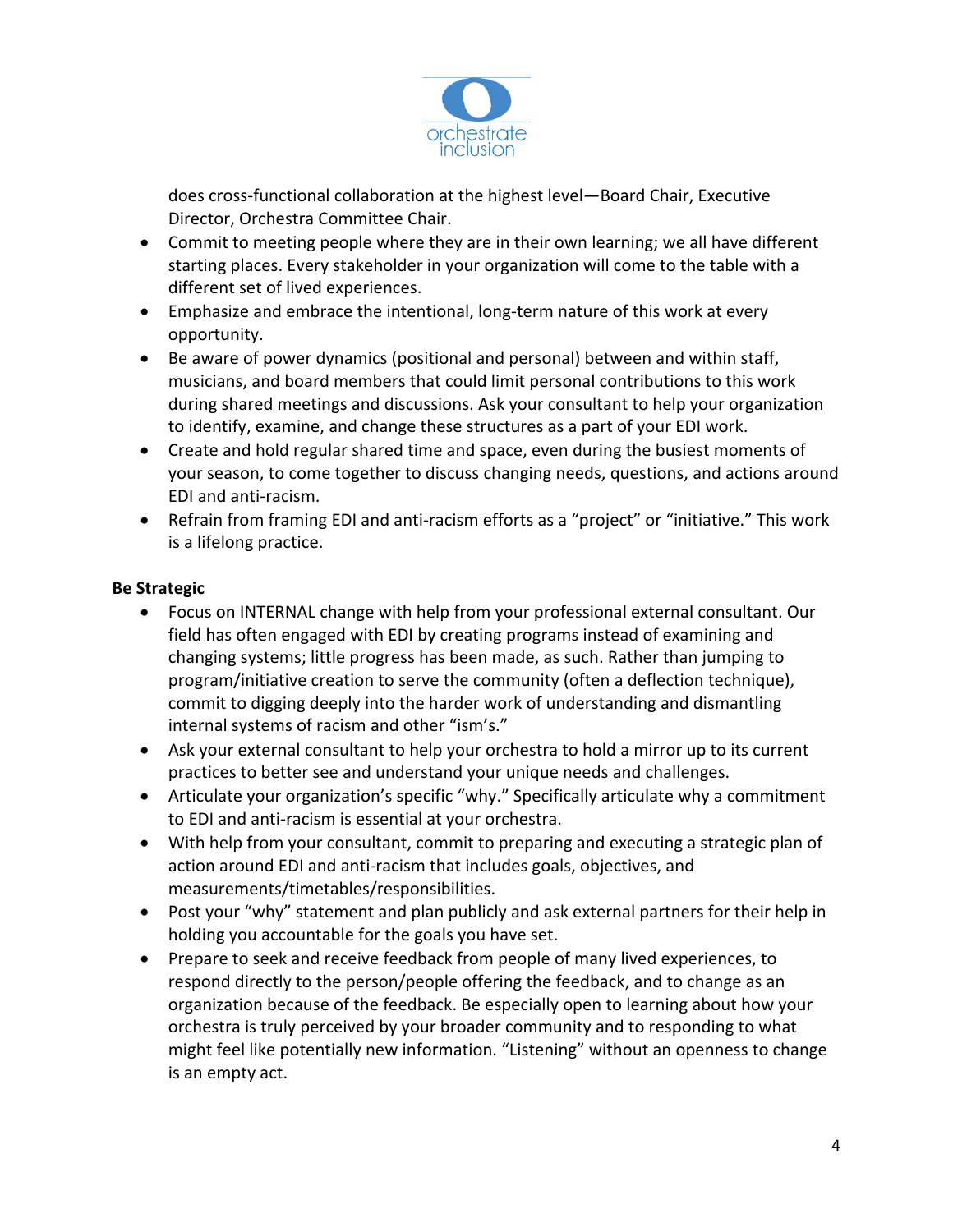does cross-functional collaboration at the highest level—Board Chair, Executive Director, Orchestra Committee Chair.

- Commit to meeting people where they are in their own learning; we all have different starting places. Every stakeholder in your organization will come to the table with a different set of lived experiences.
- Emphasize and embrace the intentional, long-term nature of this work at every opportunity.
- Be aware of power dynamics (positional and personal) between and within staff, musicians, and board members that could limit personal contributions to this work during shared meetings and discussions. Ask your consultant to help your organization to identify, examine, and change these structures as a part of your EDI work.
- Create and hold regular shared time and space, even during the busiest moments of your season, to come together to discuss changing needs, questions, and actions around EDI and anti-racism.
- Refrain from framing EDI and anti-racism efforts as a "project" or "initiative." This work is a lifelong practice.

**Be Strategic**

- Focus on INTERNAL change with help from your professional external consultant. Our field has often engaged with EDI by creating programs instead of examining and changing systems; little progress has been made, as such. Rather than jumping to program/initiative creation to serve the community (often a deflection technique), commit to digging deeply into the harder work of understanding and dismantling internal systems of racism and other "ism's."
- Ask your external consultant to help your orchestra to hold a mirror up to its current practices to better see and understand your unique needs and challenges.
- Articulate your organization's specific "why." Specifically articulate why a commitment to EDI and anti-racism is essential at your orchestra.
- With help from your consultant, commit to preparing and executing a strategic plan of action around EDI and anti-racism that includes goals, objectives, and measurements/timetables/responsibilities.
- Post your "why" statement and plan publicly and ask external partners for their help in holding you accountable for the goals you have set.
- Prepare to seek and receive feedback from people of many lived experiences, to respond directly to the person/people offering the feedback, and to change as an organization because of the feedback. Be especially open to learning about how your orchestra is truly perceived by your broader community and to responding to what might feel like potentially new information. "Listening" without an openness to change is an empty act.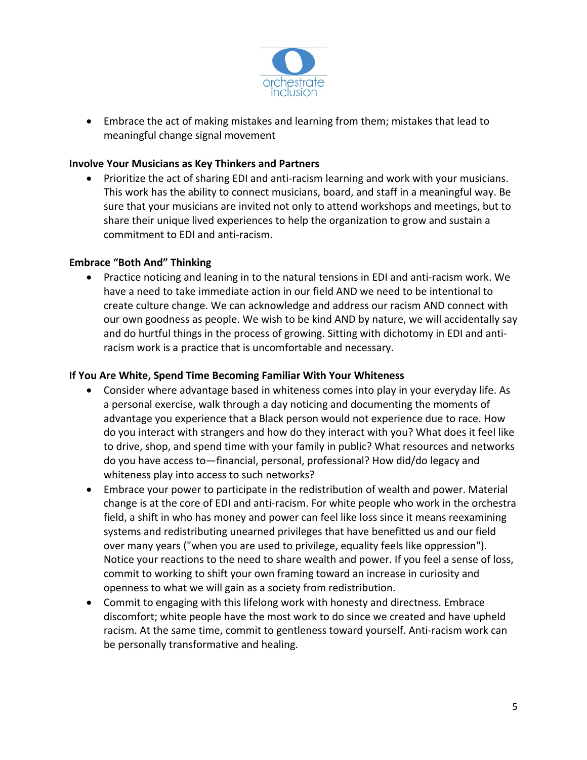- Embrace the act of making mistakes and learning from them; mistakes that lead to meaningful change signal movement

**Involve Your Musicians as Key Thinkers and Partners**

- Prioritize the act of sharing EDI and anti-racism learning and work with your musicians. This work has the ability to connect musicians, board, and staff in a meaningful way. Be sure that your musicians are invited not only to attend workshops and meetings, but to share their unique lived experiences to help the organization to grow and sustain a commitment to EDI and anti-racism.

**Embrace "Both And" Thinking**

- Practice noticing and leaning in to the natural tensions in EDI and anti-racism work. We have a need to take immediate action in our field AND we need to be intentional to create culture change. We can acknowledge and address our racism AND connect with our own goodness as people. We wish to be kind AND by nature, we will accidentally say and do hurtful things in the process of growing. Sitting with dichotomy in EDI and anti-racism work is a practice that is uncomfortable and necessary.

**If You Are White, Spend Time Becoming Familiar With Your Whiteness**

- Consider where advantage based in whiteness comes into play in your everyday life. As a personal exercise, walk through a day noticing and documenting the moments of advantage you experience that a Black person would not experience due to race. How do you interact with strangers and how do they interact with you? What does it feel like to drive, shop, and spend time with your family in public? What resources and networks do you have access to—financial, personal, professional? How did/do legacy and whiteness play into access to such networks?
- Embrace your power to participate in the redistribution of wealth and power. Material change is at the core of EDI and anti-racism. For white people who work in the orchestra field, a shift in who has money and power can feel like loss since it means reexamining systems and redistributing unearned privileges that have benefitted us and our field over many years ("when you are used to privilege, equality feels like oppression"). Notice your reactions to the need to share wealth and power. If you feel a sense of loss, commit to working to shift your own framing toward an increase in curiosity and openness to what we will gain as a society from redistribution.
- Commit to engaging with this lifelong work with honesty and directness. Embrace discomfort; white people have the most work to do since we created and have upheld racism. At the same time, commit to gentleness toward yourself. Anti-racism work can be personally transformative and healing.